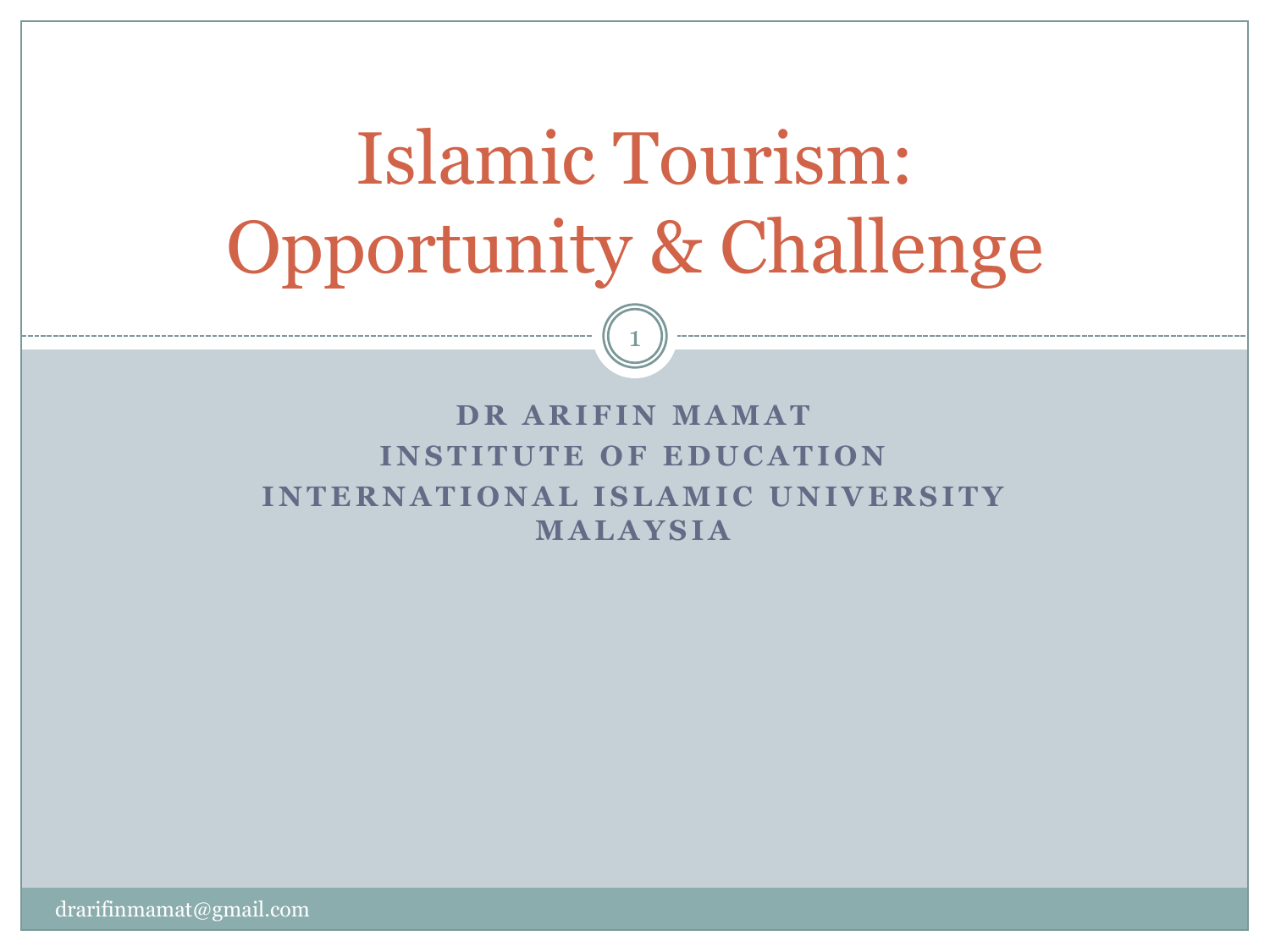# Islamic Tourism: Opportunity & Challenge

**DR ARIFIN MAMAT**
**INSTITUTE OF EDUCATION**
**INTERNATIONAL ISLAMIC UNIVERSITY MALAYSIA**

drarifinmamat@gmail.com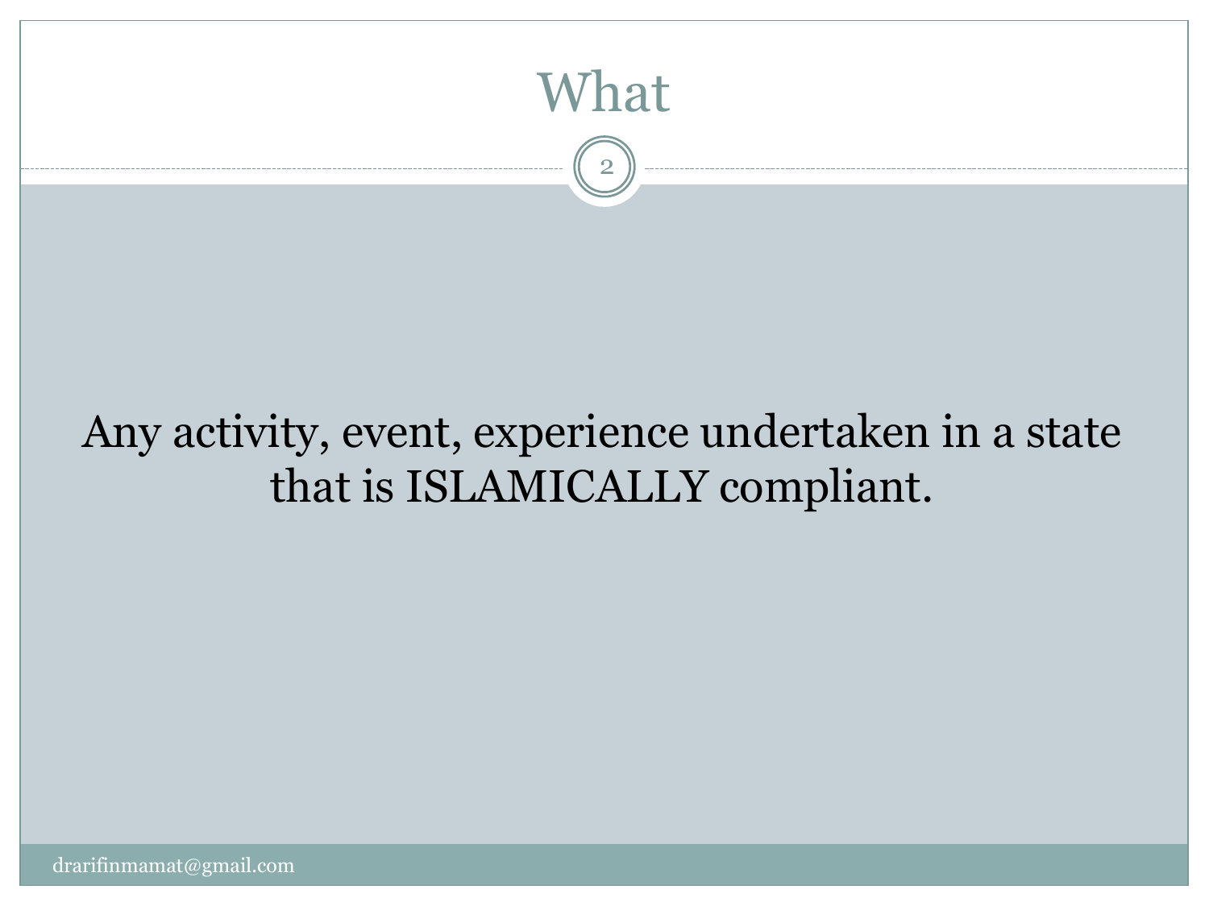# What

Any activity, event, experience undertaken in a state that is ISLAMICALLY compliant.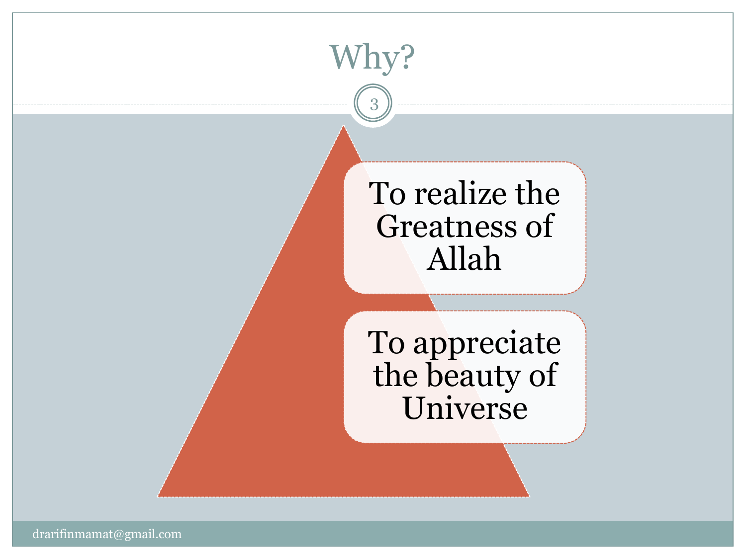# Why?

- To realize the Greatness of Allah
- To appreciate the beauty of Universe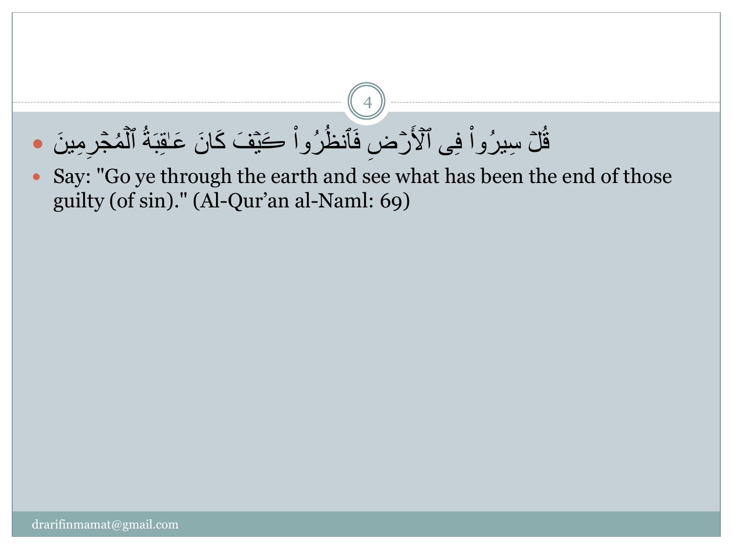- قُلۡ سِيرُواْ فِى ٱلۡأَرۡضِ فَٱنظُرُواْ كَيۡفَ كَانَ عَـٰقِبَةُ ٱلۡمُجۡرِمِينَ
- Say: "Go ye through the earth and see what has been the end of those guilty (of sin)." (Al-Qur'an al-Naml: 69)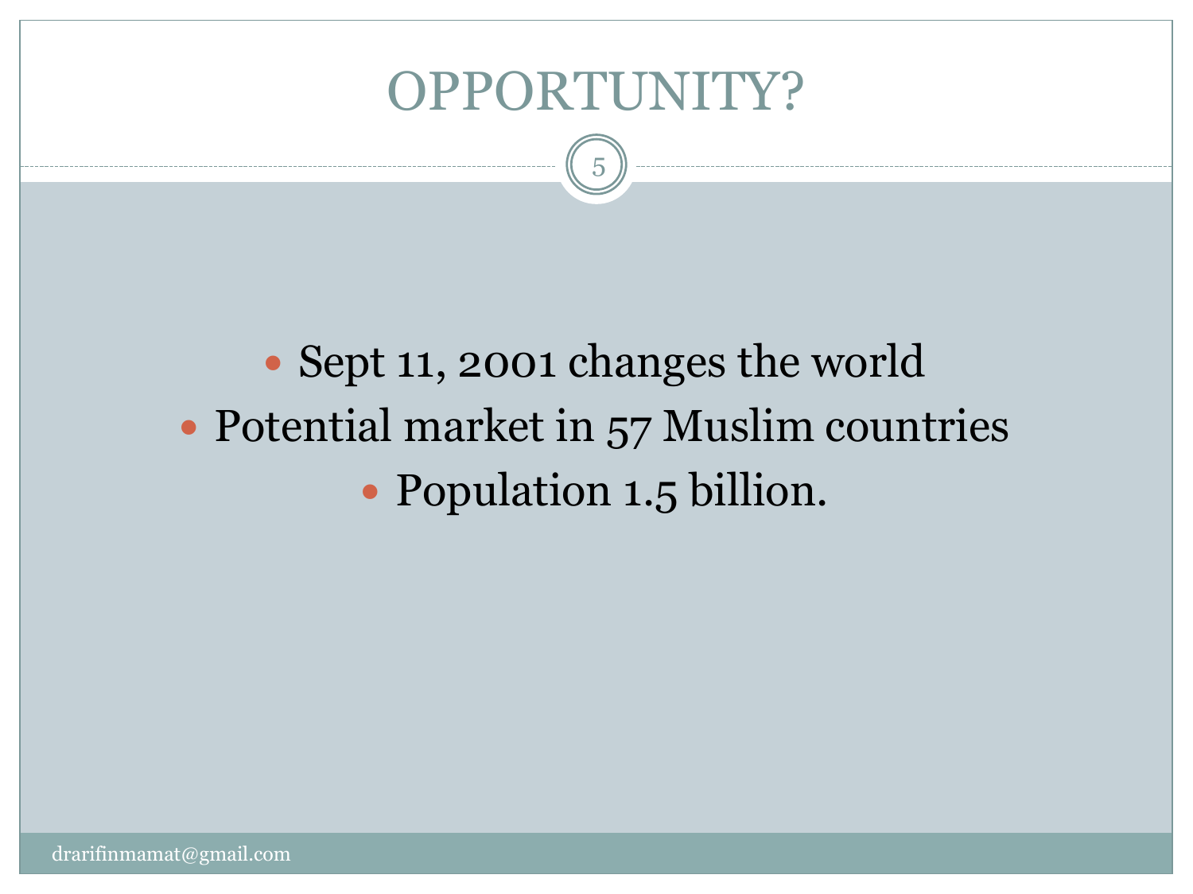# OPPORTUNITY?

- Sept 11, 2001 changes the world
- Potential market in 57 Muslim countries
- Population 1.5 billion.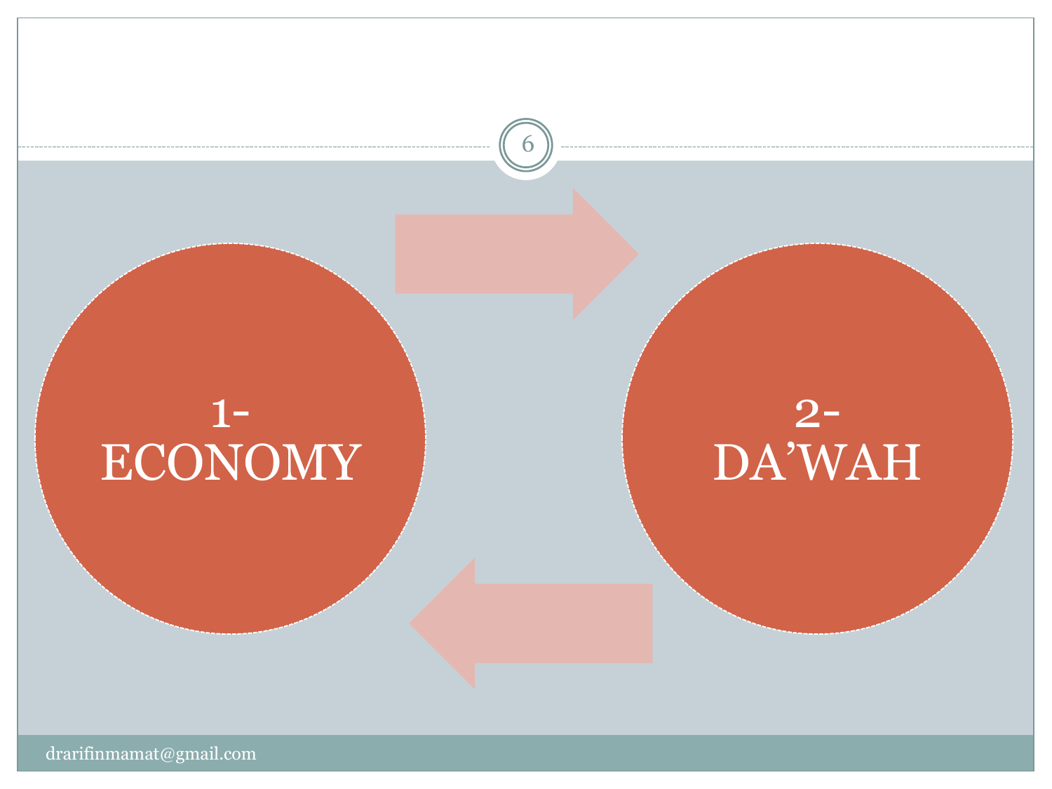1- ECONOMY

2- DA’WAH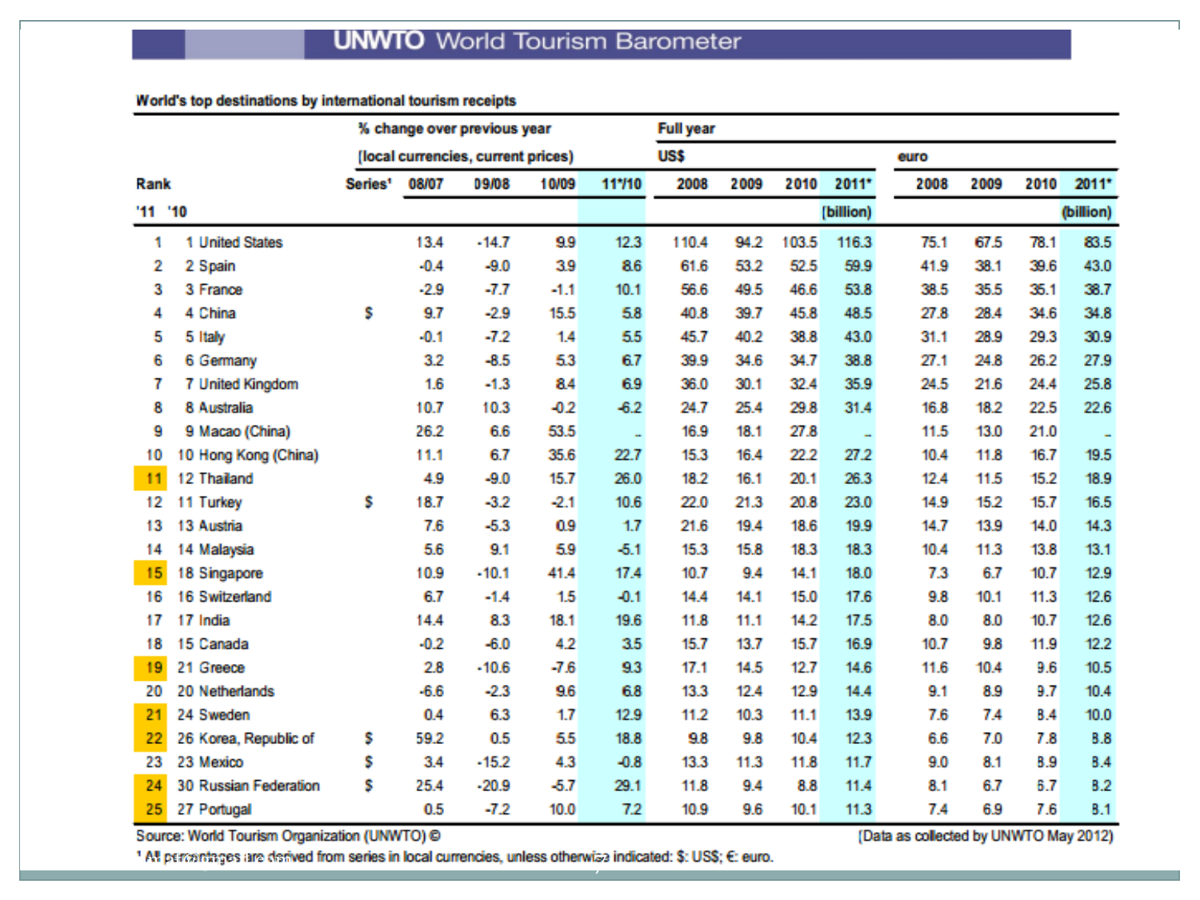# UNWTO World Tourism Barometer

**World's top destinations by international tourism receipts**

| Rank '11 | Rank '10 | Destination | Series[1] | % change over previous year (local currencies, current prices) 08/07 | 09/08 | 10/09 | 11*/10 | Full year US$ 2008 | 2009 | 2010 | 2011* (billion) | euro 2008 | 2009 | 2010 | 2011* (billion) |
|---|---|---|---|---|---|---|---|---|---|---|---|---|---|---|---|
| 1 | 1 | United States | | 13.4 | -14.7 | 9.9 | 12.3 | 110.4 | 94.2 | 103.5 | 116.3 | 75.1 | 67.5 | 78.1 | 83.5 |
| 2 | 2 | Spain | | -0.4 | -9.0 | 3.9 | 8.6 | 61.6 | 53.2 | 52.5 | 59.9 | 41.9 | 38.1 | 39.6 | 43.0 |
| 3 | 3 | France | | -2.9 | -7.7 | -1.1 | 10.1 | 56.6 | 49.5 | 46.6 | 53.8 | 38.5 | 35.5 | 35.1 | 38.7 |
| 4 | 4 | China | $ | 9.7 | -2.9 | 15.5 | 5.8 | 40.8 | 39.7 | 45.8 | 48.5 | 27.8 | 28.4 | 34.6 | 34.8 |
| 5 | 5 | Italy | | -0.1 | -7.2 | 1.4 | 5.5 | 45.7 | 40.2 | 38.8 | 43.0 | 31.1 | 28.9 | 29.3 | 30.9 |
| 6 | 6 | Germany | | 3.2 | -8.5 | 5.3 | 6.7 | 39.9 | 34.6 | 34.7 | 38.8 | 27.1 | 24.8 | 26.2 | 27.9 |
| 7 | 7 | United Kingdom | | 1.6 | -1.3 | 8.4 | 6.9 | 36.0 | 30.1 | 32.4 | 35.9 | 24.5 | 21.6 | 24.4 | 25.8 |
| 8 | 8 | Australia | | 10.7 | 10.3 | -0.2 | -6.2 | 24.7 | 25.4 | 29.8 | 31.4 | 16.8 | 18.2 | 22.5 | 22.6 |
| 9 | 9 | Macao (China) | | 26.2 | 6.6 | 53.5 | .. | 16.9 | 18.1 | 27.8 | .. | 11.5 | 13.0 | 21.0 | .. |
| 10 | 10 | Hong Kong (China) | | 11.1 | 6.7 | 35.6 | 22.7 | 15.3 | 16.4 | 22.2 | 27.2 | 10.4 | 11.8 | 16.7 | 19.5 |
| 11 | 12 | Thailand | | 4.9 | -9.0 | 15.7 | 26.0 | 18.2 | 16.1 | 20.1 | 26.3 | 12.4 | 11.5 | 15.2 | 18.9 |
| 12 | 11 | Turkey | $ | 18.7 | -3.2 | -2.1 | 10.6 | 22.0 | 21.3 | 20.8 | 23.0 | 14.9 | 15.2 | 15.7 | 16.5 |
| 13 | 13 | Austria | | 7.6 | -5.3 | 0.9 | 1.7 | 21.6 | 19.4 | 18.6 | 19.9 | 14.7 | 13.9 | 14.0 | 14.3 |
| 14 | 14 | Malaysia | | 5.6 | 9.1 | 5.9 | -5.1 | 15.3 | 15.8 | 18.3 | 18.3 | 10.4 | 11.3 | 13.8 | 13.1 |
| 15 | 18 | Singapore | | 10.9 | -10.1 | 41.4 | 17.4 | 10.7 | 9.4 | 14.1 | 18.0 | 7.3 | 6.7 | 10.7 | 12.9 |
| 16 | 16 | Switzerland | | 6.7 | -1.4 | 1.5 | -0.1 | 14.4 | 14.1 | 15.0 | 17.6 | 9.8 | 10.1 | 11.3 | 12.6 |
| 17 | 17 | India | | 14.4 | 8.3 | 18.1 | 19.6 | 11.8 | 11.1 | 14.2 | 17.5 | 8.0 | 8.0 | 10.7 | 12.6 |
| 18 | 15 | Canada | | -0.2 | -6.0 | 4.2 | 3.5 | 15.7 | 13.7 | 15.7 | 16.9 | 10.7 | 9.8 | 11.9 | 12.2 |
| 19 | 21 | Greece | | 2.8 | -10.6 | -7.6 | 9.3 | 17.1 | 14.5 | 12.7 | 14.6 | 11.6 | 10.4 | 9.6 | 10.5 |
| 20 | 20 | Netherlands | | -6.6 | -2.3 | 9.6 | 6.8 | 13.3 | 12.4 | 12.9 | 14.4 | 9.1 | 8.9 | 9.7 | 10.4 |
| 21 | 24 | Sweden | | 0.4 | 6.3 | 1.7 | 12.9 | 11.2 | 10.3 | 11.1 | 13.9 | 7.6 | 7.4 | 8.4 | 10.0 |
| 22 | 26 | Korea, Republic of | $ | 59.2 | 0.5 | 5.5 | 18.8 | 9.8 | 9.8 | 10.4 | 12.3 | 6.6 | 7.0 | 7.8 | 8.8 |
| 23 | 23 | Mexico | $ | 3.4 | -15.2 | 4.3 | -0.8 | 13.3 | 11.3 | 11.8 | 11.7 | 9.0 | 8.1 | 8.9 | 8.4 |
| 24 | 30 | Russian Federation | $ | 25.4 | -20.9 | -5.7 | 29.1 | 11.8 | 9.4 | 8.8 | 11.4 | 8.1 | 6.7 | 6.7 | 8.2 |
| 25 | 27 | Portugal | | 0.5 | -7.2 | 10.0 | 7.2 | 10.9 | 9.6 | 10.1 | 11.3 | 7.4 | 6.9 | 7.6 | 8.1 |

Source: World Tourism Organization (UNWTO) © [Data as collected by UNWTO May 2012]

[1] All percentages are derived from series in local currencies, unless otherwise indicated: $: US$; €: euro.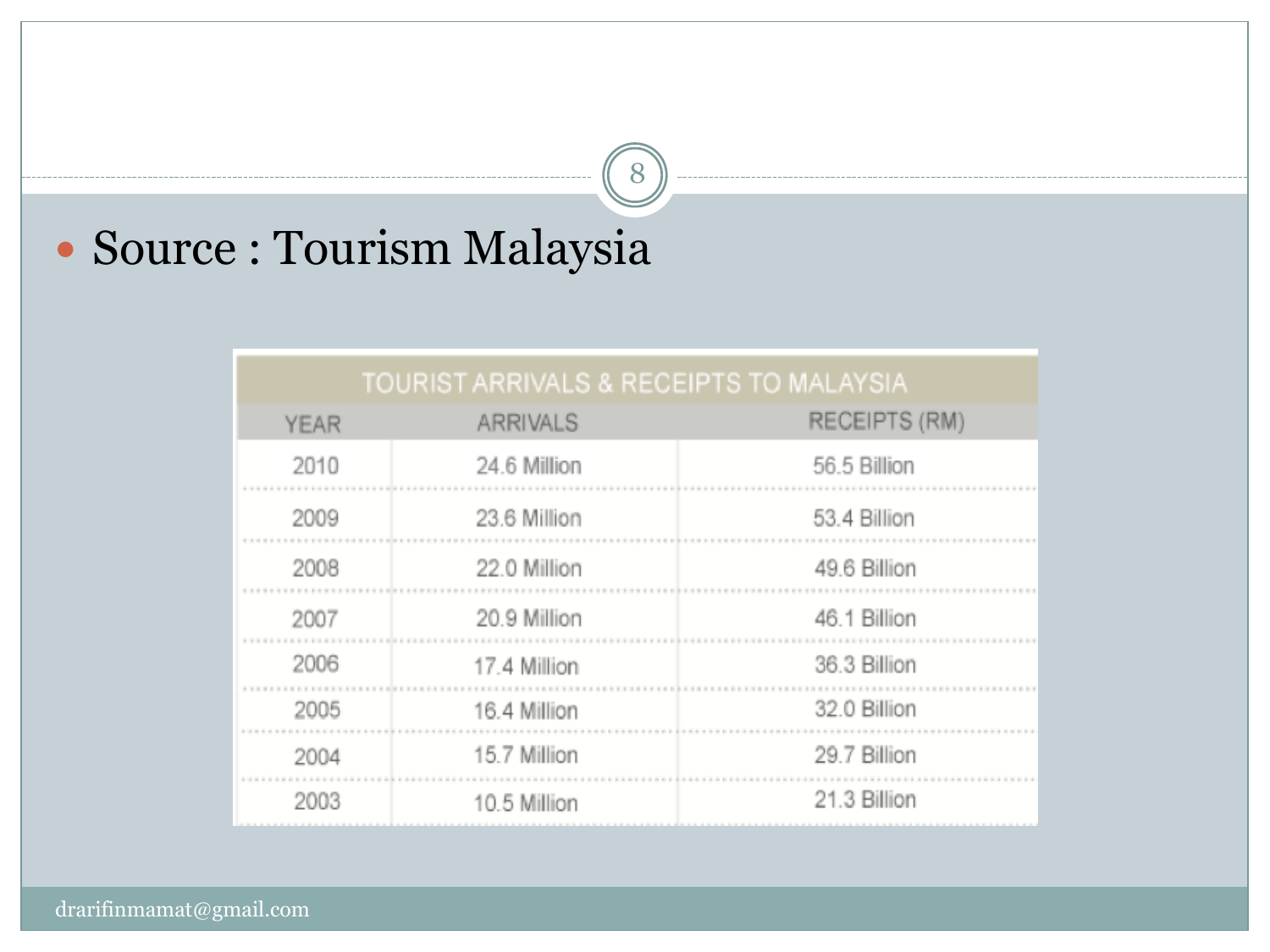- Source : Tourism Malaysia

| TOURIST ARRIVALS & RECEIPTS TO MALAYSIA | | |
|---|---|---|
| YEAR | ARRIVALS | RECEIPTS (RM) |
| 2010 | 24.6 Million | 56.5 Billion |
| 2009 | 23.6 Million | 53.4 Billion |
| 2008 | 22.0 Million | 49.6 Billion |
| 2007 | 20.9 Million | 46.1 Billion |
| 2006 | 17.4 Million | 36.3 Billion |
| 2005 | 16.4 Million | 32.0 Billion |
| 2004 | 15.7 Million | 29.7 Billion |
| 2003 | 10.5 Million | 21.3 Billion |

drarifinmamat@gmail.com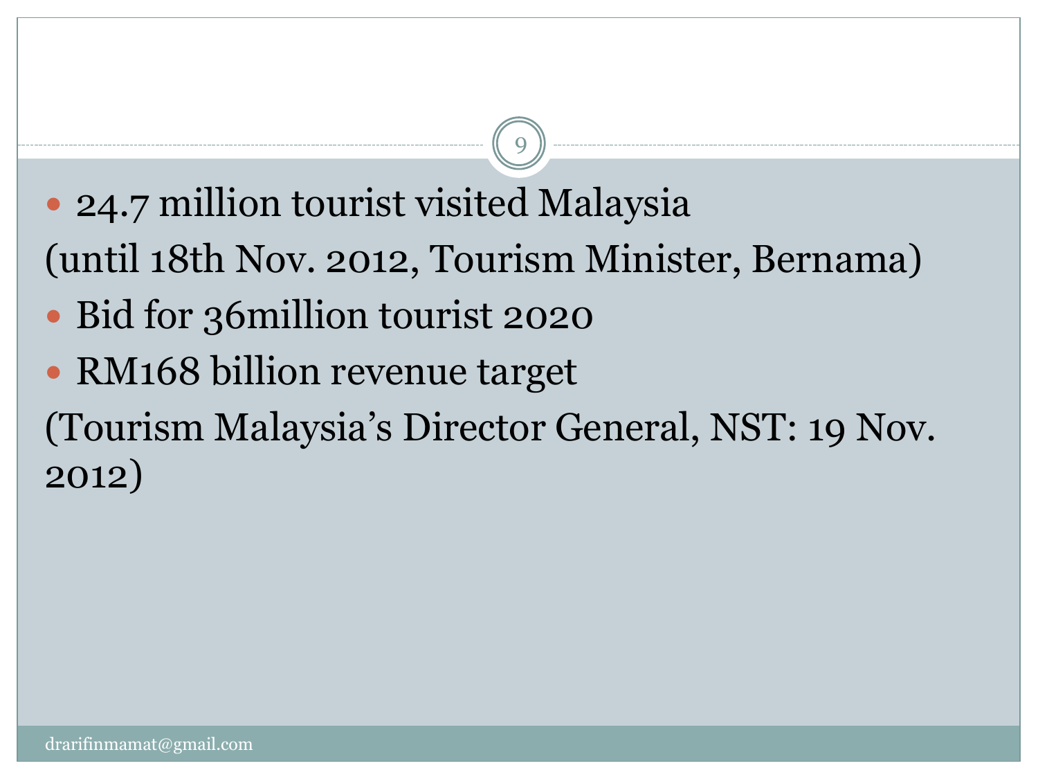- 24.7 million tourist visited Malaysia

(until 18th Nov. 2012, Tourism Minister, Bernama)

- Bid for 36million tourist 2020
- RM168 billion revenue target

(Tourism Malaysia's Director General, NST: 19 Nov. 2012)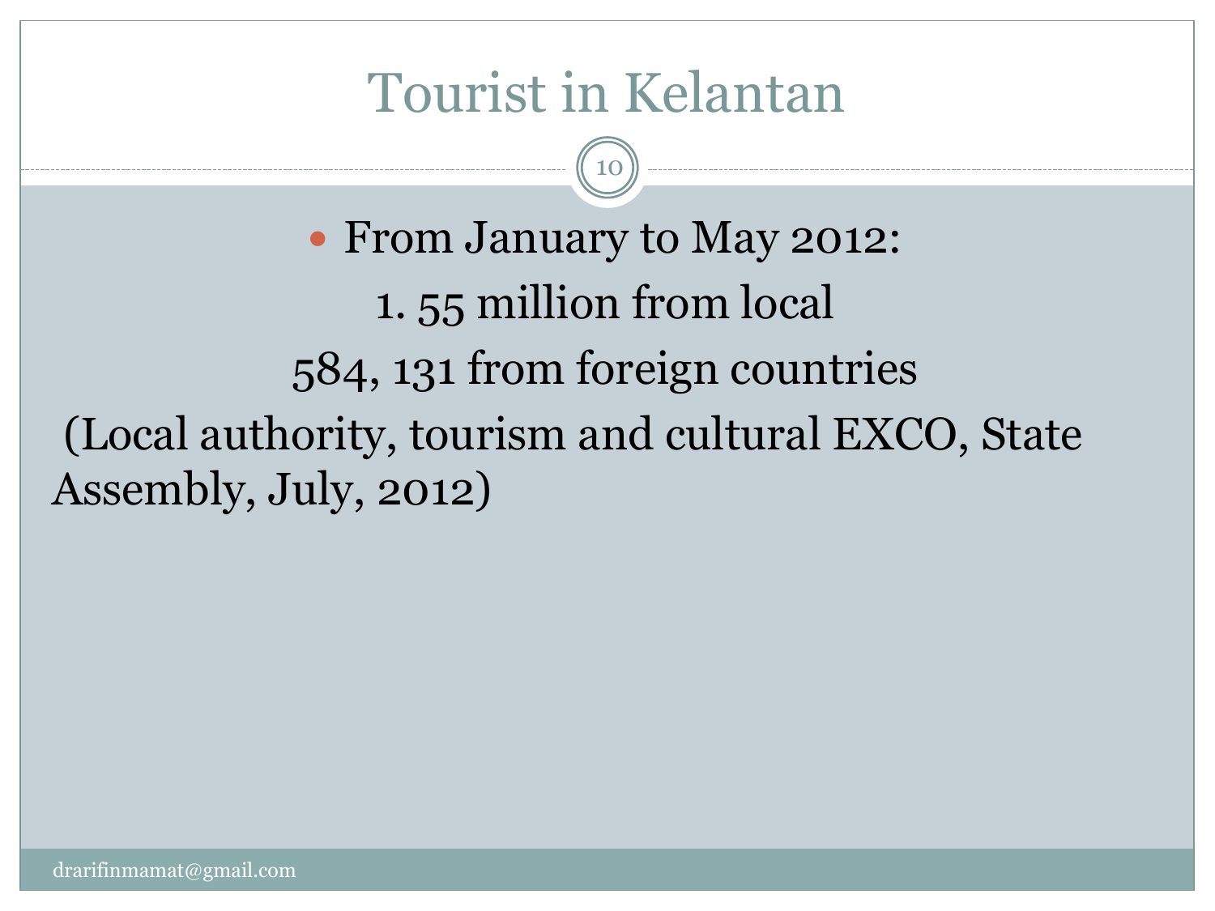# Tourist in Kelantan

- From January to May 2012:

1. 55 million from local

584, 131 from foreign countries

(Local authority, tourism and cultural EXCO, State Assembly, July, 2012)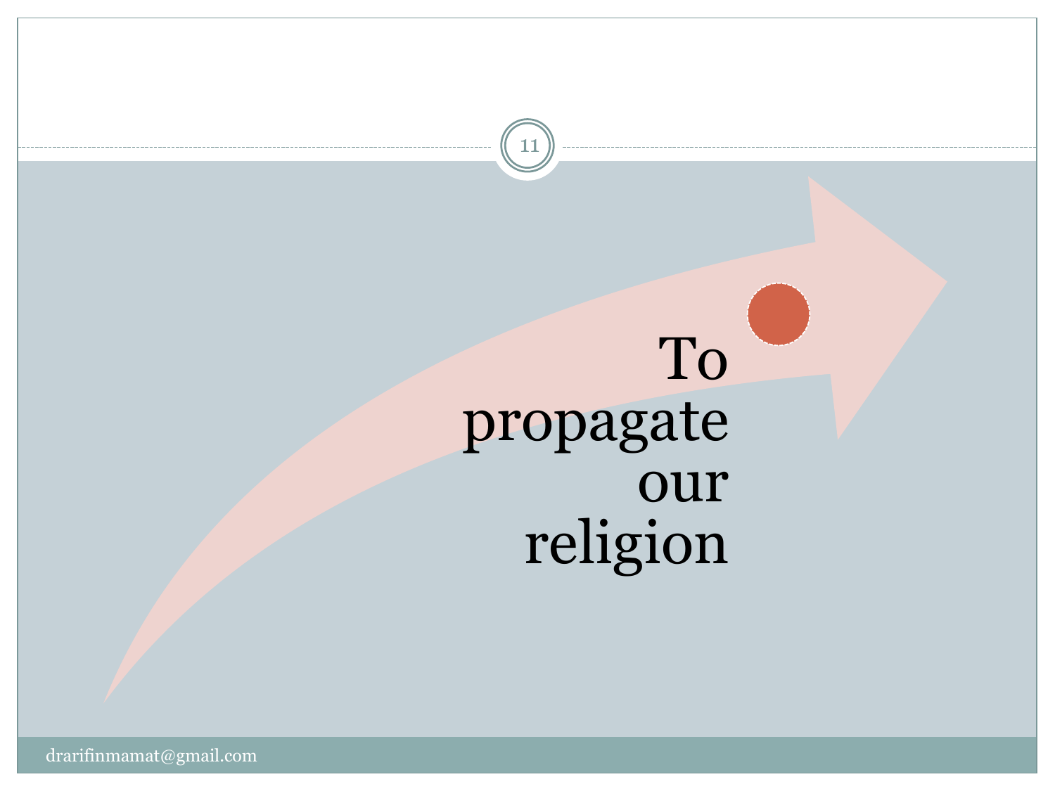To propagate our religion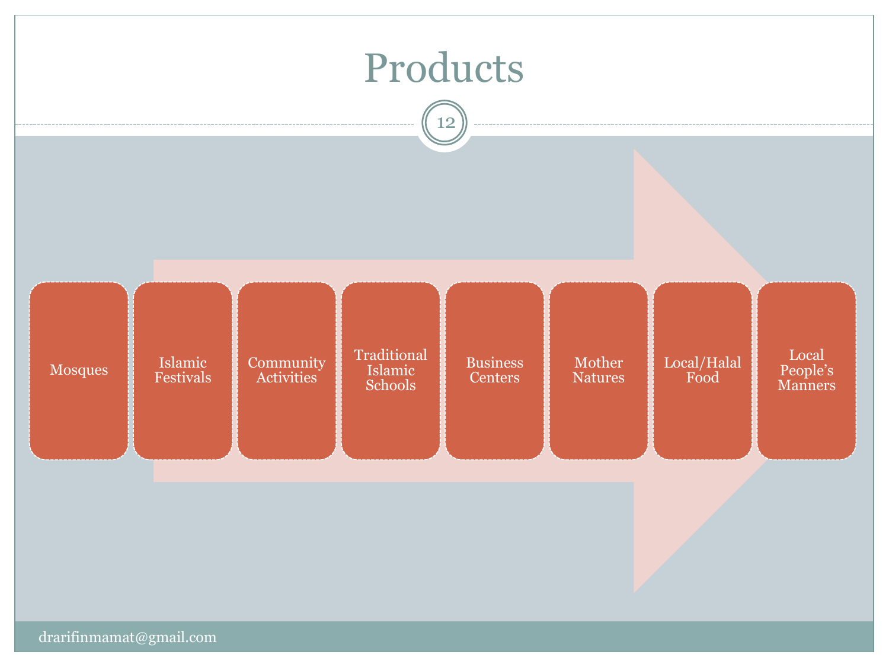# Products

- Mosques
- Islamic Festivals
- Community Activities
- Traditional Islamic Schools
- Business Centers
- Mother Natures
- Local/Halal Food
- Local People's Manners

drarifinmamat@gmail.com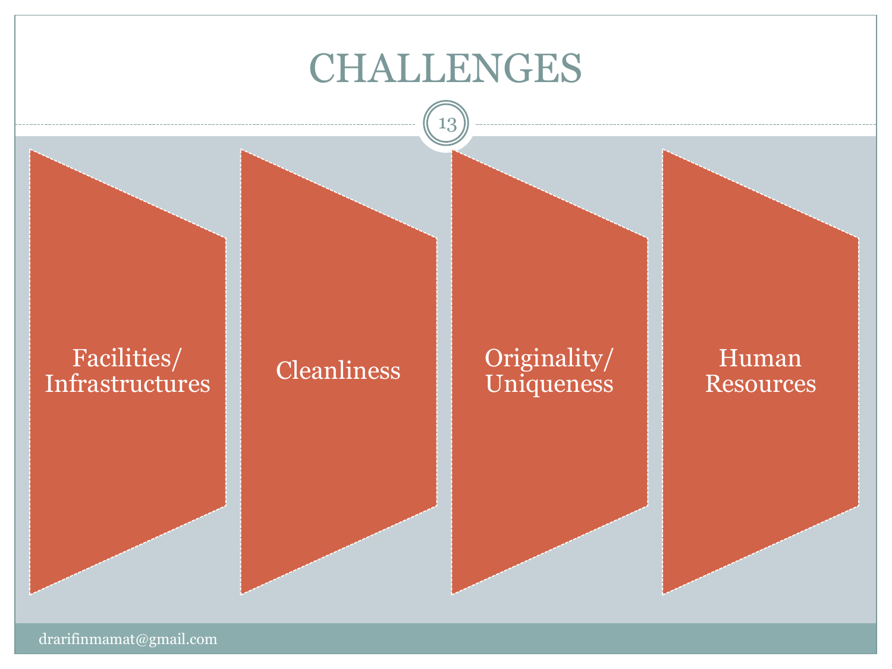# CHALLENGES

- Facilities/ Infrastructures
- Cleanliness
- Originality/ Uniqueness
- Human Resources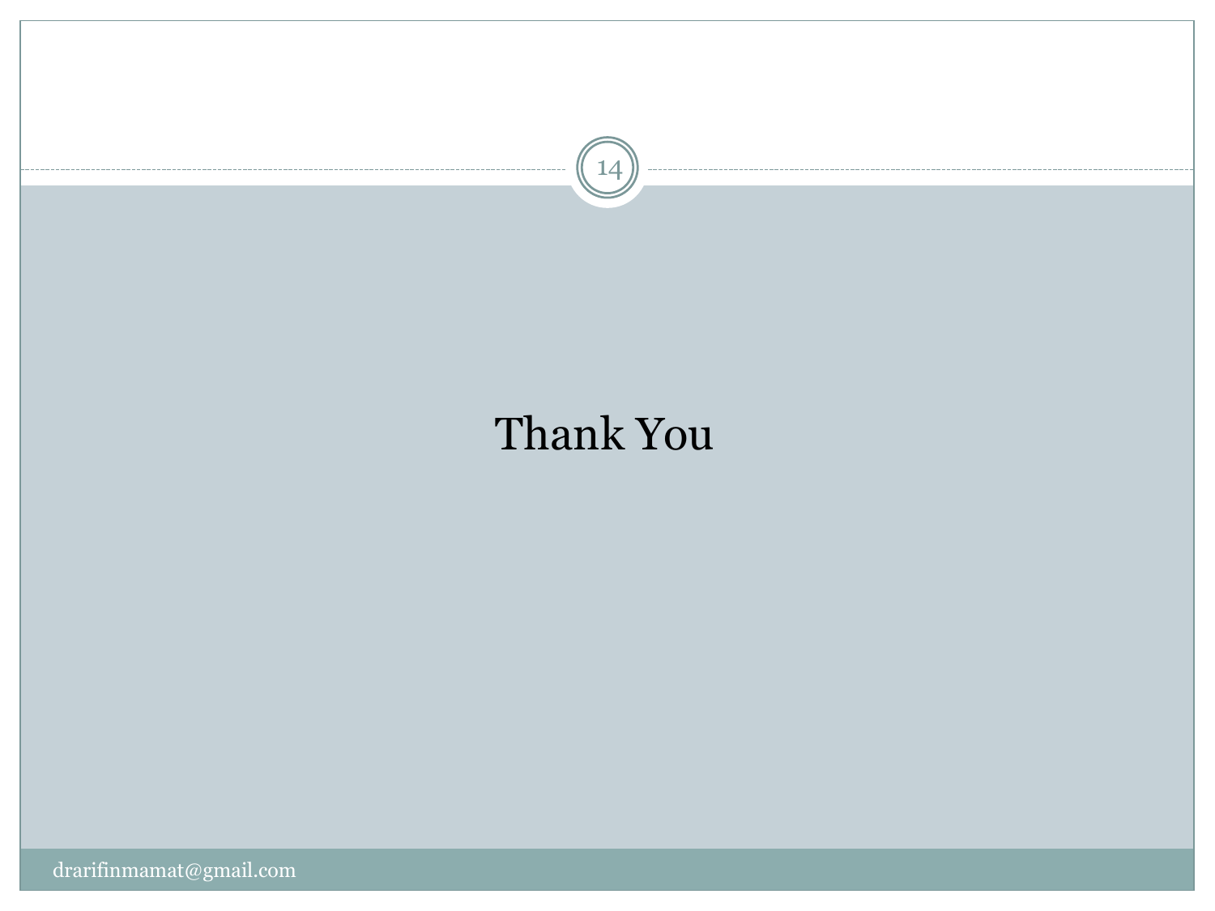Thank You